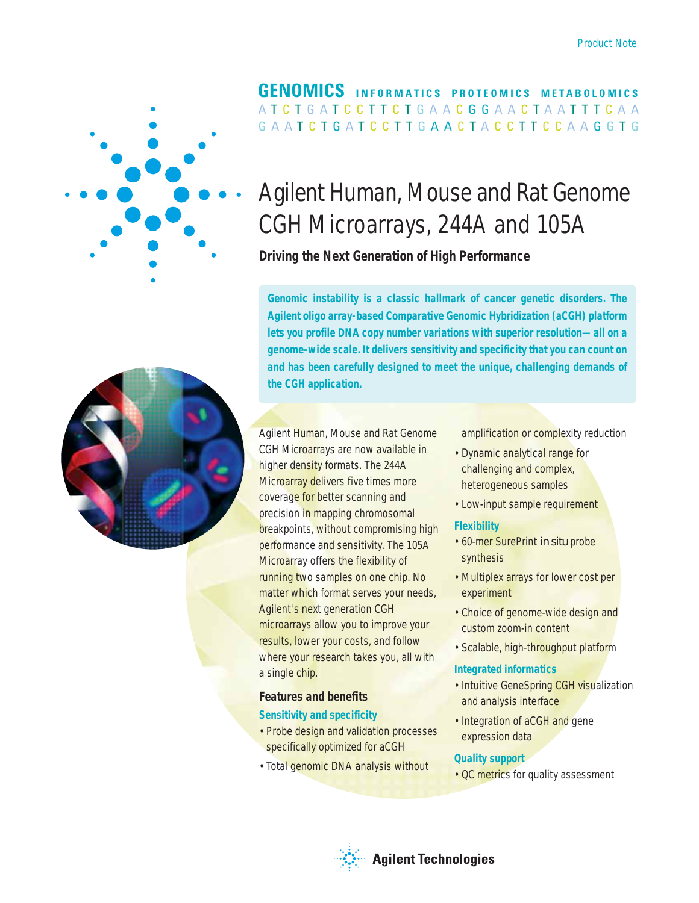Product Note

GENOMICS INFORMATICS PROTEOMICS METABOLOMICS

# Agilent Human, Mouse and Rat Genome CGH Microarrays, 244A and 105A

**Driving the Next Generation of High Performance**

**Genomic instability is a classic hallmark of cancer genetic disorders. The Agilent oligo array-based Comparative Genomic Hybridization (aCGH) platform lets you profile DNA copy number variations with superior resolution—all on a genome-wide scale. It delivers sensitivity and specificity that you can count on and has been carefully designed to meet the unique, challenging demands of the CGH application.**

Agilent Human, Mouse and Rat Genome CGH Microarrays are now available in higher density formats. The 244A Microarray delivers five times more coverage for better scanning and precision in mapping chromosomal breakpoints, without compromising high performance and sensitivity. The 105A Microarray offers the flexibility of running two samples on one chip. No matter which format serves your needs, Agilent's next generation CGH microarrays allow you to improve your results, lower your costs, and follow where your research takes you, all with a single chip.

## Features and benefits

### Sensitivity and specificity

- Probe design and validation processes specifically optimized for aCGH
- Total genomic DNA analysis without amplification or complexity reduction
- Dynamic analytical range for challenging and complex, heterogeneous samples
- Low-input sample requirement

### Flexibility

- 60-mer SurePrint *in situ* probe synthesis
- Multiplex arrays for lower cost per experiment
- Choice of genome-wide design and custom zoom-in content
- Scalable, high-throughput platform

### Integrated informatics

- Intuitive GeneSpring CGH visualization and analysis interface
- Integration of aCGH and gene expression data

### Quality support

- QC metrics for quality assessment

Agilent Technologies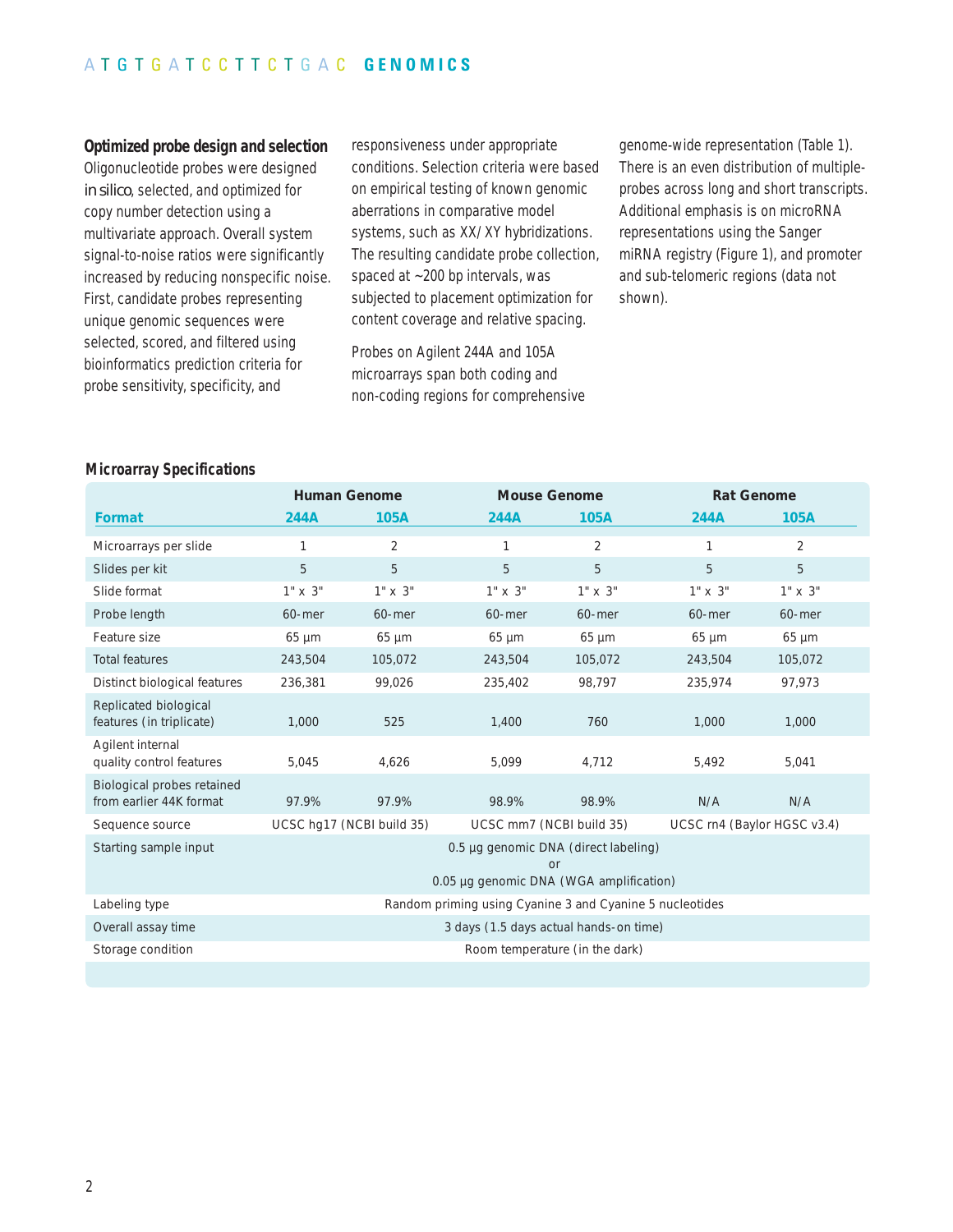### Optimized probe design and selection

Oligonucleotide probes were designed *in silico*, selected, and optimized for copy number detection using a multivariate approach. Overall system signal-to-noise ratios were significantly increased by reducing nonspecific noise. First, candidate probes representing unique genomic sequences were selected, scored, and filtered using bioinformatics prediction criteria for probe sensitivity, specificity, and responsiveness under appropriate conditions. Selection criteria were based on empirical testing of known genomic aberrations in comparative model systems, such as XX/XY hybridizations. The resulting candidate probe collection, spaced at ~200 bp intervals, was subjected to placement optimization for content coverage and relative spacing.

Probes on Agilent 244A and 105A microarrays span both coding and non-coding regions for comprehensive genome-wide representation (Table 1). There is an even distribution of multiple-probes across long and short transcripts. Additional emphasis is on microRNA representations using the Sanger miRNA registry (Figure 1), and promoter and sub-telomeric regions (data not shown).

**Microarray Specifications**

| | Human Genome | | Mouse Genome | | Rat Genome | |
|---|---|---|---|---|---|---|
| **Format** | **244A** | **105A** | **244A** | **105A** | **244A** | **105A** |
| Microarrays per slide | 1 | 2 | 1 | 2 | 1 | 2 |
| Slides per kit | 5 | 5 | 5 | 5 | 5 | 5 |
| Slide format | 1" x 3" | 1" x 3" | 1" x 3" | 1" x 3" | 1" x 3" | 1" x 3" |
| Probe length | 60-mer | 60-mer | 60-mer | 60-mer | 60-mer | 60-mer |
| Feature size | 65 µm | 65 µm | 65 µm | 65 µm | 65 µm | 65 µm |
| Total features | 243,504 | 105,072 | 243,504 | 105,072 | 243,504 | 105,072 |
| Distinct biological features | 236,381 | 99,026 | 235,402 | 98,797 | 235,974 | 97,973 |
| Replicated biological features (in triplicate) | 1,000 | 525 | 1,400 | 760 | 1,000 | 1,000 |
| Agilent internal quality control features | 5,045 | 4,626 | 5,099 | 4,712 | 5,492 | 5,041 |
| Biological probes retained from earlier 44K format | 97.9% | 97.9% | 98.9% | 98.9% | N/A | N/A |
| Sequence source | UCSC hg17 (NCBI build 35) | | UCSC mm7 (NCBI build 35) | | UCSC rn4 (Baylor HGSC v3.4) | |
| Starting sample input | 0.5 µg genomic DNA (direct labeling) or 0.05 µg genomic DNA (WGA amplification) | | | | | |
| Labeling type | Random priming using Cyanine 3 and Cyanine 5 nucleotides | | | | | |
| Overall assay time | 3 days (1.5 days actual hands-on time) | | | | | |
| Storage condition | Room temperature (in the dark) | | | | | |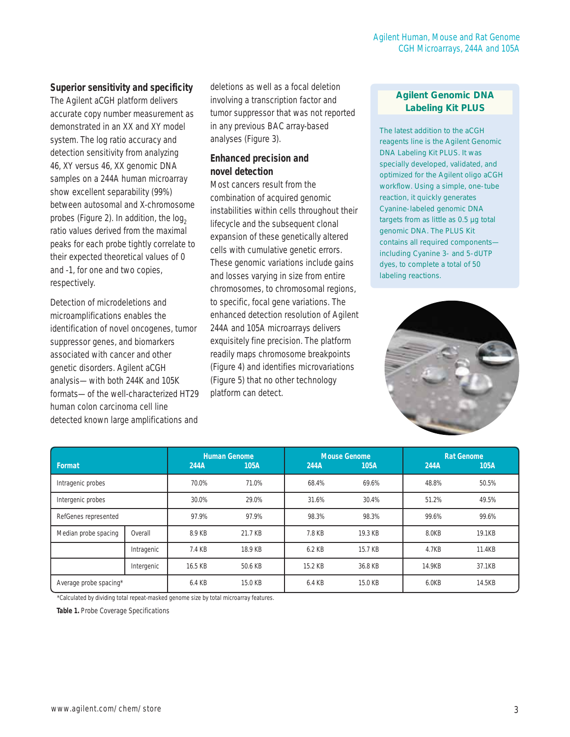### Superior sensitivity and specificity

The Agilent aCGH platform delivers accurate copy number measurement as demonstrated in an XX and XY model system. The log ratio accuracy and detection sensitivity from analyzing 46, XY versus 46, XX genomic DNA samples on a 244A human microarray show excellent separability (99%) between autosomal and X-chromosome probes (Figure 2). In addition, the $\log_2$ ratio values derived from the maximal peaks for each probe tightly correlate to their expected theoretical values of 0 and -1, for one and two copies, respectively.

Detection of microdeletions and microamplifications enables the identification of novel oncogenes, tumor suppressor genes, and biomarkers associated with cancer and other genetic disorders. Agilent aCGH analysis— with both 244K and 105K formats— of the well-characterized HT29 human colon carcinoma cell line detected known large amplifications and deletions as well as a focal deletion involving a transcription factor and tumor suppressor that was not reported in any previous BAC array-based analyses (Figure 3).

### Enhanced precision and novel detection

Most cancers result from the combination of acquired genomic instabilities within cells throughout their lifecycle and the subsequent clonal expansion of these genetically altered cells with cumulative genetic errors. These genomic variations include gains and losses varying in size from entire chromosomes, to chromosomal regions, to specific, focal gene variations. The enhanced detection resolution of Agilent 244A and 105A microarrays delivers exquisitely fine precision. The platform readily maps chromosome breakpoints (Figure 4) and identifies microvariations (Figure 5) that no other technology platform can detect.

### Agilent Genomic DNA Labeling Kit PLUS

The latest addition to the aCGH reagents line is the Agilent Genomic DNA Labeling Kit PLUS. It was specially developed, validated, and optimized for the Agilent oligo aCGH workflow. Using a simple, one-tube reaction, it quickly generates Cyanine-labeled genomic DNA targets from as little as 0.5 µg total genomic DNA. The PLUS Kit contains all required components— including Cyanine 3- and 5-dUTP dyes, to complete a total of 50 labeling reactions.

| Format | | Human Genome 244A | Human Genome 105A | Mouse Genome 244A | Mouse Genome 105A | Rat Genome 244A | Rat Genome 105A |
|---|---|---|---|---|---|---|---|
| Intragenic probes | | 70.0% | 71.0% | 68.4% | 69.6% | 48.8% | 50.5% |
| Intergenic probes | | 30.0% | 29.0% | 31.6% | 30.4% | 51.2% | 49.5% |
| RefGenes represented | | 97.9% | 97.9% | 98.3% | 98.3% | 99.6% | 99.6% |
| Median probe spacing | Overall | 8.9 KB | 21.7 KB | 7.8 KB | 19.3 KB | 8.0KB | 19.1KB |
| | Intragenic | 7.4 KB | 18.9 KB | 6.2 KB | 15.7 KB | 4.7KB | 11.4KB |
| | Intergenic | 16.5 KB | 50.6 KB | 15.2 KB | 36.8 KB | 14.9KB | 37.1KB |
| Average probe spacing* | | 6.4 KB | 15.0 KB | 6.4 KB | 15.0 KB | 6.0KB | 14.5KB |

*Calculated by dividing total repeat-masked genome size by total microarray features.

**Table 1.** Probe Coverage Specifications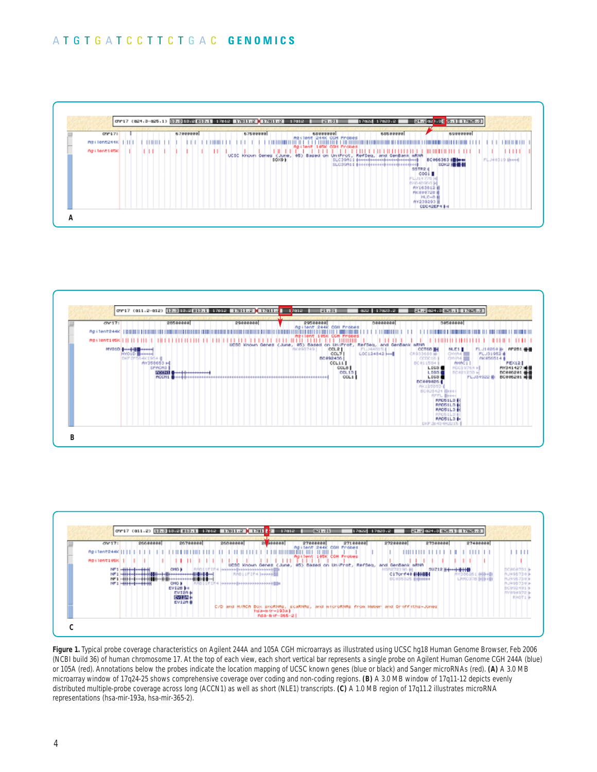**Figure 1.** Typical probe coverage characteristics on Agilent 244A and 105A CGH microarrays as illustrated using UCSC hg18 Human Genome Browser, Feb 2006 (NCBI build 36) of human chromosome 17. At the top of each view, each short vertical bar represents a single probe on Agilent Human Genome CGH 244A (blue) or 105A (red). Annotations below the probes indicate the location mapping of UCSC known genes (blue or black) and Sanger microRNAs (red). **(A)** A 3.0 MB microarray window of 17q24-25 shows comprehensive coverage over coding and non-coding regions. **(B)** A 3.0 MB window of 17q11-12 depicts evenly distributed multiple-probe coverage across long (ACCN1) as well as short (NLE1) transcripts. **(C)** A 1.0 MB region of 17q11.2 illustrates microRNA representations (hsa-mir-193a, hsa-mir-365-2).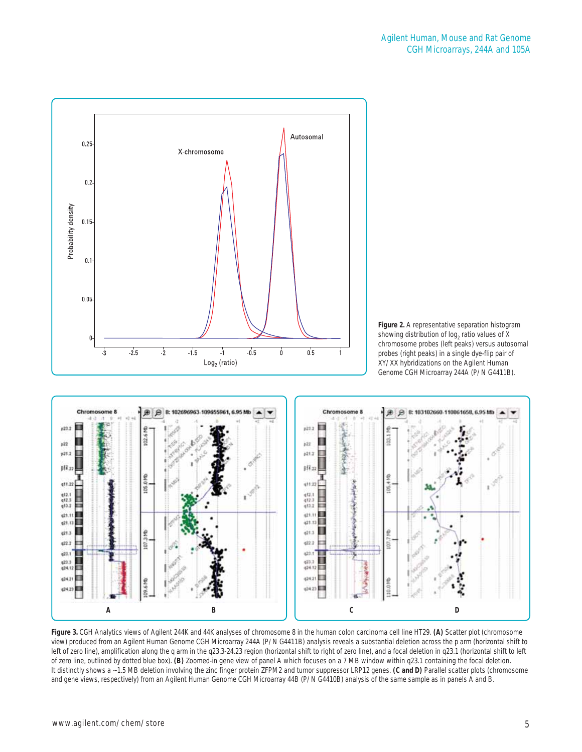Figure 2. A representative separation histogram showing distribution of $\log_2$ ratio values of X chromosome probes (left peaks) versus autosomal probes (right peaks) in a single dye-flip pair of XY/XX hybridizations on the Agilent Human Genome CGH Microarray 244A (P/N G4411B).

**Figure 3.** CGH Analytics views of Agilent 244K and 44K analyses of chromosome 8 in the human colon carcinoma cell line HT29. **(A)** Scatter plot (chromosome view) produced from an Agilent Human Genome CGH Microarray 244A (P/N G4411B) analysis reveals a substantial deletion across the p arm (horizontal shift to left of zero line), amplification along the q arm in the q23.3-24.23 region (horizontal shift to right of zero line), and a focal deletion in q23.1 (horizontal shift to left of zero line, outlined by dotted blue box). **(B)** Zoomed-in gene view of panel A which focuses on a 7 MB window within q23.1 containing the focal deletion. It distinctly shows a ~1.5 MB deletion involving the zinc finger protein ZFPM2 and tumor suppressor LRP12 genes. **(C and D)** Parallel scatter plots (chromosome and gene views, respectively) from an Agilent Human Genome CGH Microarray 44B (P/N G4410B) analysis of the same sample as in panels A and B.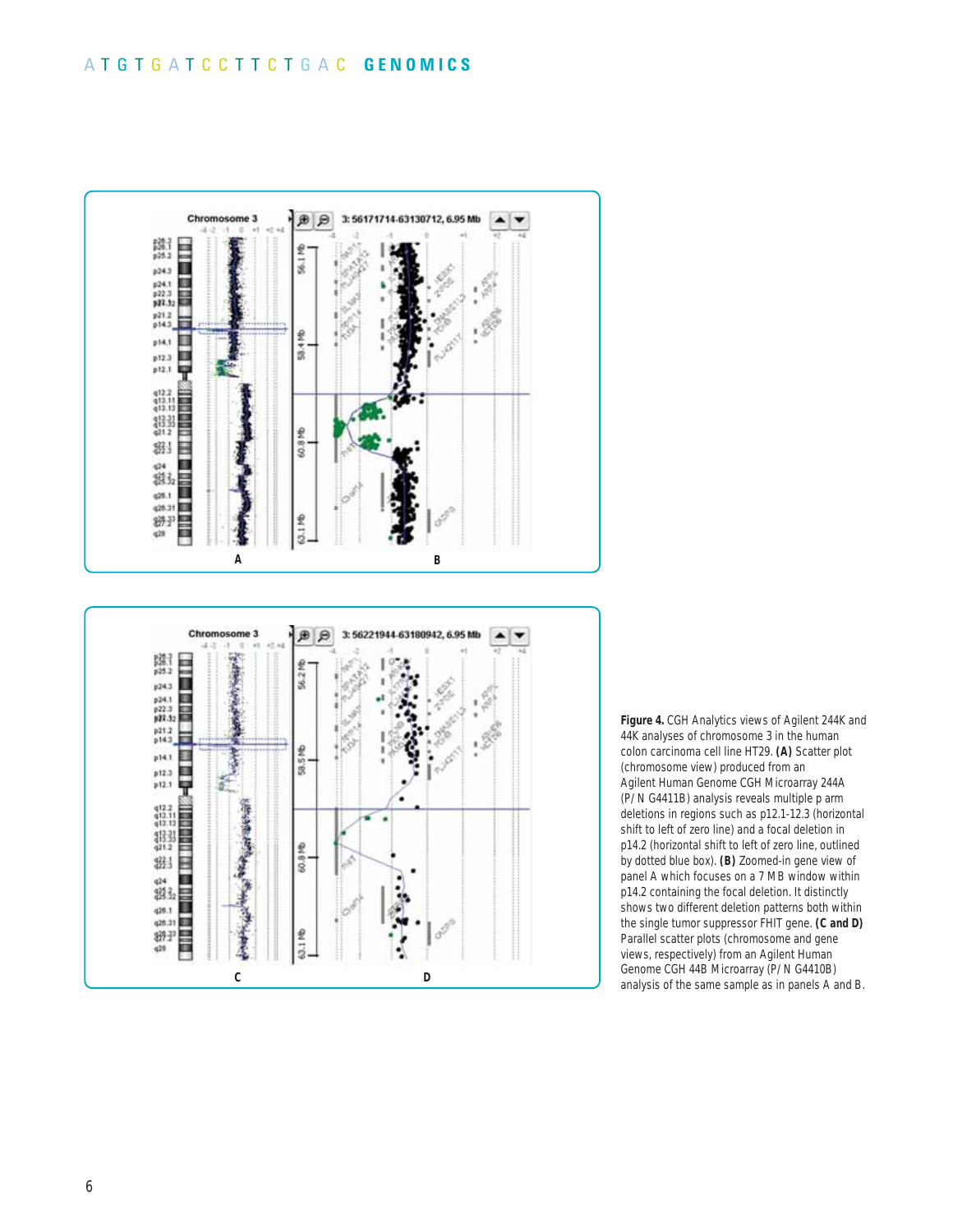**Figure 4.** CGH Analytics views of Agilent 244K and 44K analyses of chromosome 3 in the human colon carcinoma cell line HT29. **(A)** Scatter plot (chromosome view) produced from an Agilent Human Genome CGH Microarray 244A (P/N G4411B) analysis reveals multiple p arm deletions in regions such as p12.1-12.3 (horizontal shift to left of zero line) and a focal deletion in p14.2 (horizontal shift to left of zero line, outlined by dotted blue box). **(B)** Zoomed-in gene view of panel A which focuses on a 7 MB window within p14.2 containing the focal deletion. It distinctly shows two different deletion patterns both within the single tumor suppressor FHIT gene. **(C and D)** Parallel scatter plots (chromosome and gene views, respectively) from an Agilent Human Genome CGH 44B Microarray (P/N G4410B) analysis of the same sample as in panels A and B.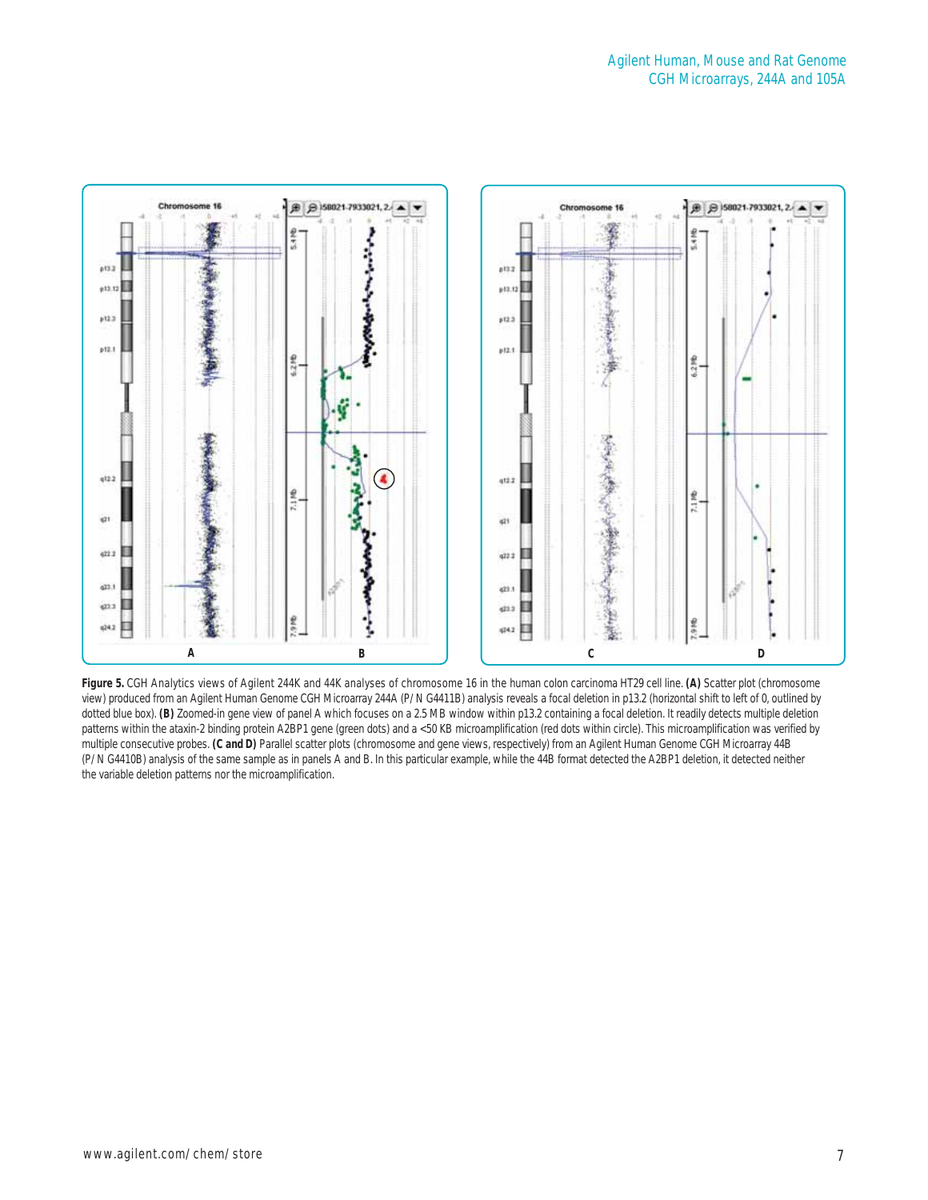**Figure 5.** CGH Analytics views of Agilent 244K and 44K analyses of chromosome 16 in the human colon carcinoma HT29 cell line. **(A)** Scatter plot (chromosome view) produced from an Agilent Human Genome CGH Microarray 244A (P/N G4411B) analysis reveals a focal deletion in p13.2 (horizontal shift to left of 0, outlined by dotted blue box). **(B)** Zoomed-in gene view of panel A which focuses on a 2.5 MB window within p13.2 containing a focal deletion. It readily detects multiple deletion patterns within the ataxin-2 binding protein A2BP1 gene (green dots) and a <50 KB microamplification (red dots within circle). This microamplification was verified by multiple consecutive probes. **(C and D)** Parallel scatter plots (chromosome and gene views, respectively) from an Agilent Human Genome CGH Microarray 44B (P/N G4410B) analysis of the same sample as in panels A and B. In this particular example, while the 44B format detected the A2BP1 deletion, it detected neither the variable deletion patterns nor the microamplification.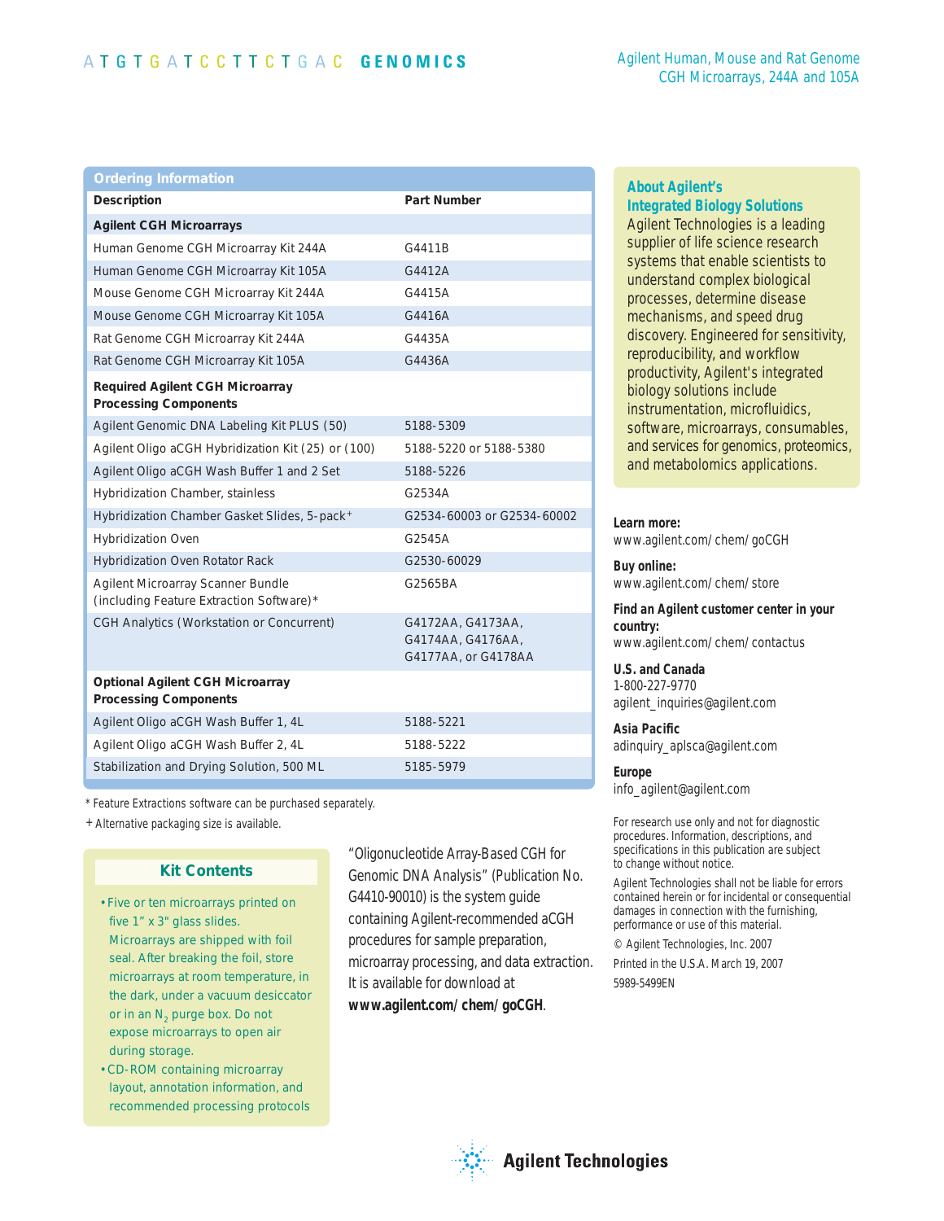## Ordering Information

| Description | Part Number |
|---|---|
| **Agilent CGH Microarrays** | |
| Human Genome CGH Microarray Kit 244A | G4411B |
| Human Genome CGH Microarray Kit 105A | G4412A |
| Mouse Genome CGH Microarray Kit 244A | G4415A |
| Mouse Genome CGH Microarray Kit 105A | G4416A |
| Rat Genome CGH Microarray Kit 244A | G4435A |
| Rat Genome CGH Microarray Kit 105A | G4436A |
| **Required Agilent CGH Microarray Processing Components** | |
| Agilent Genomic DNA Labeling Kit PLUS (50) | 5188-5309 |
| Agilent Oligo aCGH Hybridization Kit (25) or (100) | 5188-5220 or 5188-5380 |
| Agilent Oligo aCGH Wash Buffer 1 and 2 Set | 5188-5226 |
| Hybridization Chamber, stainless | G2534A |
| Hybridization Chamber Gasket Slides, 5-pack+ | G2534-60003 or G2534-60002 |
| Hybridization Oven | G2545A |
| Hybridization Oven Rotator Rack | G2530-60029 |
| Agilent Microarray Scanner Bundle (including Feature Extraction Software)* | G2565BA |
| CGH Analytics (Workstation or Concurrent) | G4172AA, G4173AA, G4174AA, G4176AA, G4177AA, or G4178AA |
| **Optional Agilent CGH Microarray Processing Components** | |
| Agilent Oligo aCGH Wash Buffer 1, 4L | 5188-5221 |
| Agilent Oligo aCGH Wash Buffer 2, 4L | 5188-5222 |
| Stabilization and Drying Solution, 500 ML | 5185-5979 |

* Feature Extractions software can be purchased separately.

+ Alternative packaging size is available.

### Kit Contents

- Five or ten microarrays printed on five 1" x 3" glass slides. Microarrays are shipped with foil seal. After breaking the foil, store microarrays at room temperature, in the dark, under a vacuum desiccator or in an $N_2$ purge box. Do not expose microarrays to open air during storage.
- CD-ROM containing microarray layout, annotation information, and recommended processing protocols

"Oligonucleotide Array-Based CGH for Genomic DNA Analysis" (Publication No. G4410-90010) is the system guide containing Agilent-recommended aCGH procedures for sample preparation, microarray processing, and data extraction. It is available for download at **www.agilent.com/chem/goCGH**.

### About Agilent's Integrated Biology Solutions

Agilent Technologies is a leading supplier of life science research systems that enable scientists to understand complex biological processes, determine disease mechanisms, and speed drug discovery. Engineered for sensitivity, reproducibility, and workflow productivity, Agilent's integrated biology solutions include instrumentation, microfluidics, software, microarrays, consumables, and services for genomics, proteomics, and metabolomics applications.

**Learn more:**
www.agilent.com/chem/goCGH

**Buy online:**
www.agilent.com/chem/store

**Find an Agilent customer center in your country:**
www.agilent.com/chem/contactus

**U.S. and Canada**
1-800-227-9770
agilent_inquiries@agilent.com

**Asia Pacific**
adinquiry_aplsca@agilent.com

**Europe**
info_agilent@agilent.com

For research use only and not for diagnostic procedures. Information, descriptions, and specifications in this publication are subject to change without notice.

Agilent Technologies shall not be liable for errors contained herein or for incidental or consequential damages in connection with the furnishing, performance or use of this material.

© Agilent Technologies, Inc. 2007

Printed in the U.S.A. March 19, 2007

5989-5499EN

Agilent Technologies